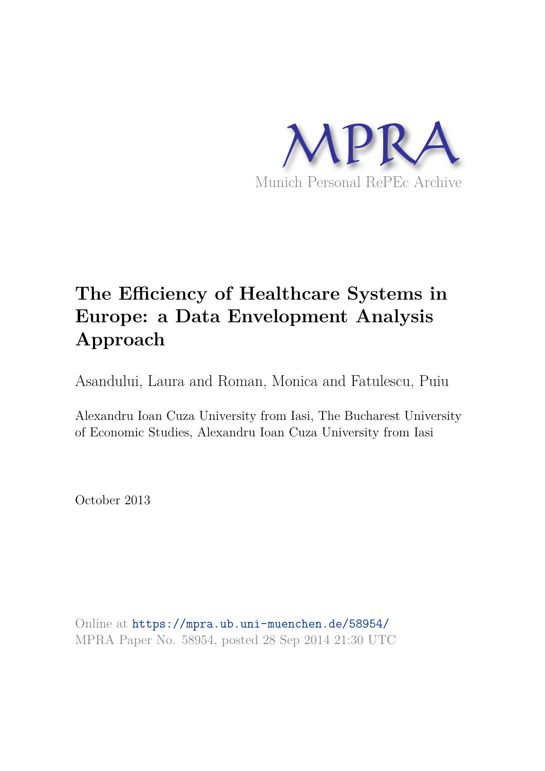MPRA

Munich Personal RePEc Archive

# The Efficiency of Healthcare Systems in Europe: a Data Envelopment Analysis Approach

Asandului, Laura and Roman, Monica and Fatulescu, Puiu

Alexandru Ioan Cuza University from Iasi, The Bucharest University of Economic Studies, Alexandru Ioan Cuza University from Iasi

October 2013

Online at https://mpra.ub.uni-muenchen.de/58954/
MPRA Paper No. 58954, posted 28 Sep 2014 21:30 UTC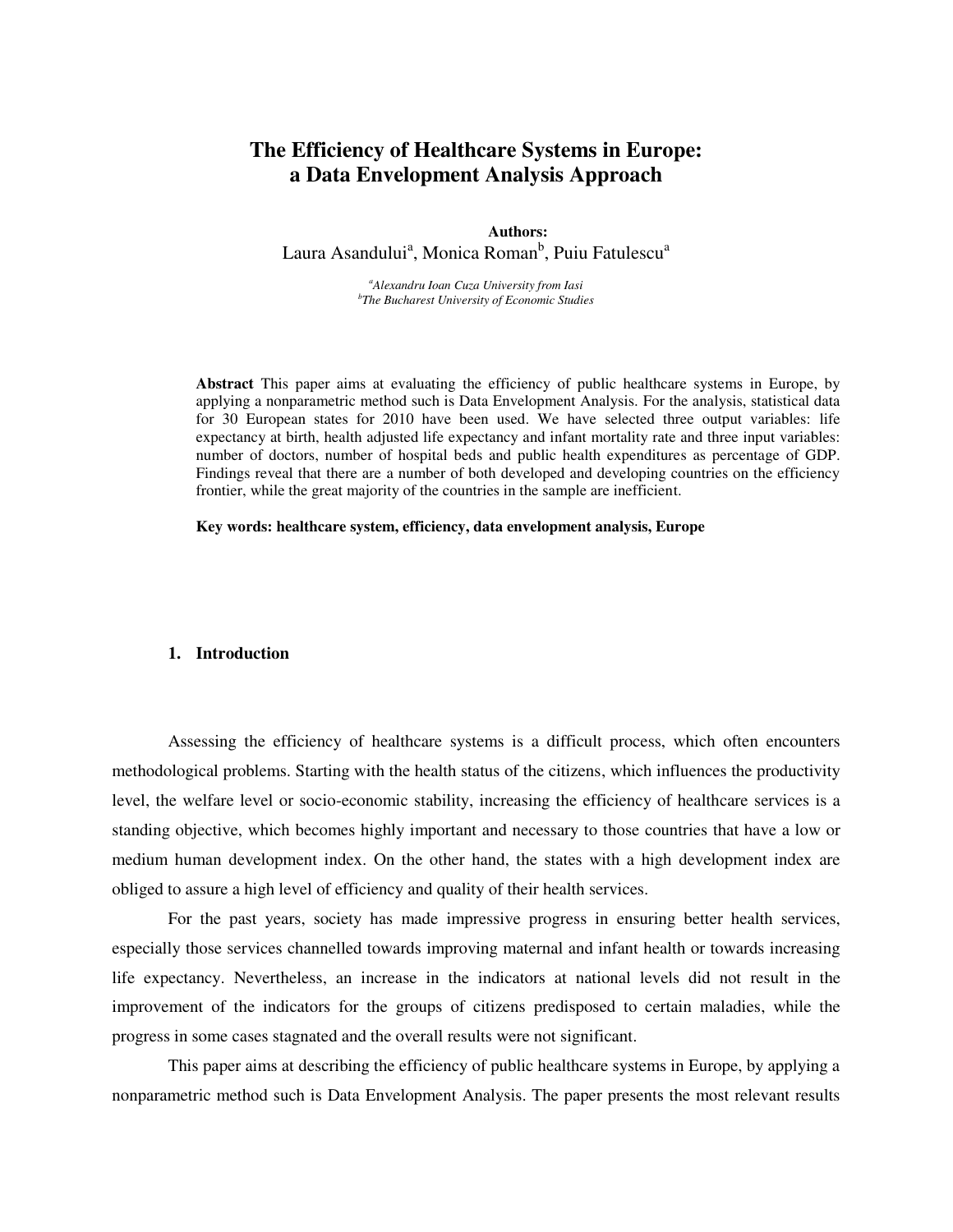# The Efficiency of Healthcare Systems in Europe: a Data Envelopment Analysis Approach

**Authors:**

Laura Asandului[a], Monica Roman[b], Puiu Fatulescu[a]

[a]*Alexandru Ioan Cuza University from Iasi*
[b]*The Bucharest University of Economic Studies*

**Abstract** This paper aims at evaluating the efficiency of public healthcare systems in Europe, by applying a nonparametric method such is Data Envelopment Analysis. For the analysis, statistical data for 30 European states for 2010 have been used. We have selected three output variables: life expectancy at birth, health adjusted life expectancy and infant mortality rate and three input variables: number of doctors, number of hospital beds and public health expenditures as percentage of GDP. Findings reveal that there are a number of both developed and developing countries on the efficiency frontier, while the great majority of the countries in the sample are inefficient.

**Key words: healthcare system, efficiency, data envelopment analysis, Europe**

## 1. Introduction

Assessing the efficiency of healthcare systems is a difficult process, which often encounters methodological problems. Starting with the health status of the citizens, which influences the productivity level, the welfare level or socio-economic stability, increasing the efficiency of healthcare services is a standing objective, which becomes highly important and necessary to those countries that have a low or medium human development index. On the other hand, the states with a high development index are obliged to assure a high level of efficiency and quality of their health services.

For the past years, society has made impressive progress in ensuring better health services, especially those services channelled towards improving maternal and infant health or towards increasing life expectancy. Nevertheless, an increase in the indicators at national levels did not result in the improvement of the indicators for the groups of citizens predisposed to certain maladies, while the progress in some cases stagnated and the overall results were not significant.

This paper aims at describing the efficiency of public healthcare systems in Europe, by applying a nonparametric method such is Data Envelopment Analysis. The paper presents the most relevant results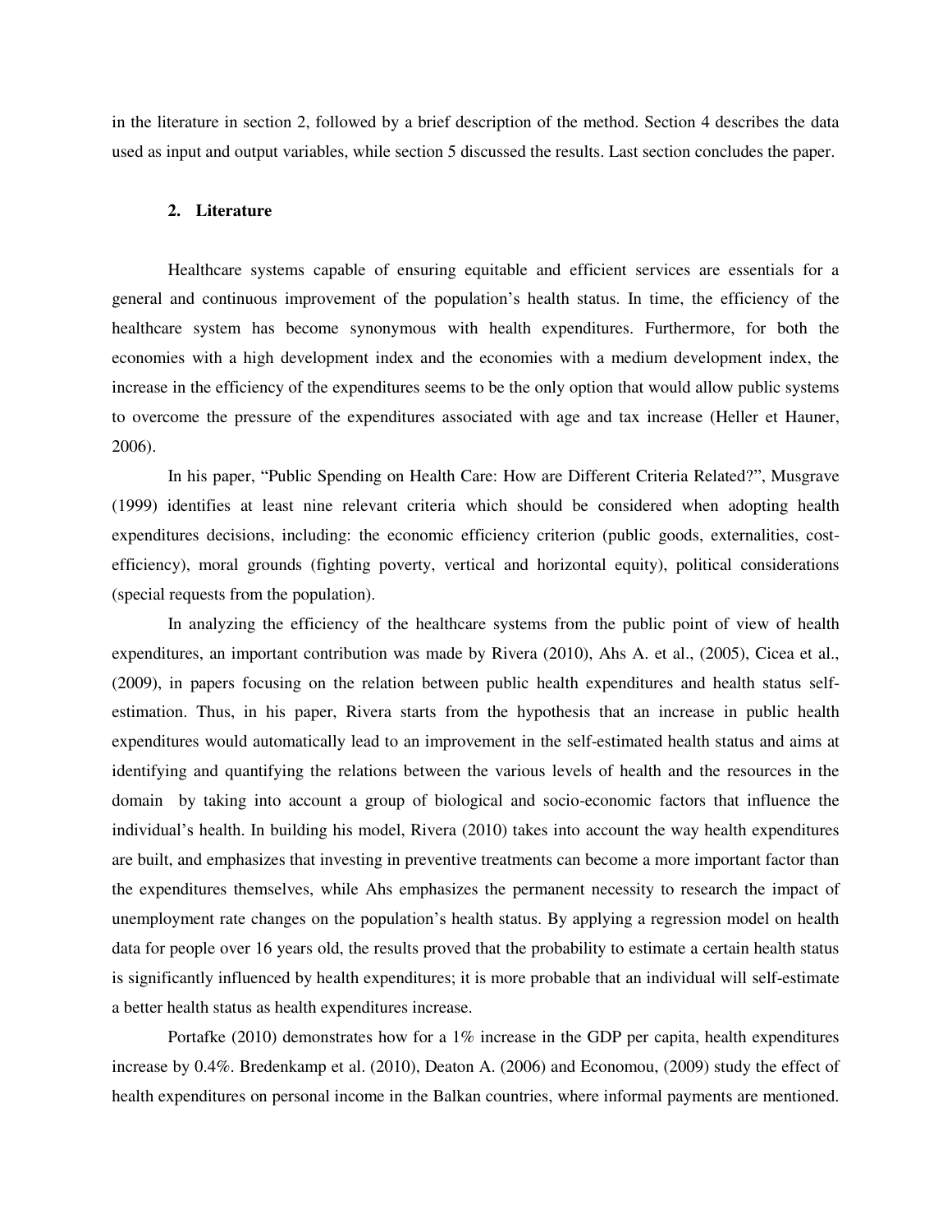in the literature in section 2, followed by a brief description of the method. Section 4 describes the data used as input and output variables, while section 5 discussed the results. Last section concludes the paper.

## 2. Literature

Healthcare systems capable of ensuring equitable and efficient services are essentials for a general and continuous improvement of the population's health status. In time, the efficiency of the healthcare system has become synonymous with health expenditures. Furthermore, for both the economies with a high development index and the economies with a medium development index, the increase in the efficiency of the expenditures seems to be the only option that would allow public systems to overcome the pressure of the expenditures associated with age and tax increase (Heller et Hauner, 2006).

In his paper, "Public Spending on Health Care: How are Different Criteria Related?", Musgrave (1999) identifies at least nine relevant criteria which should be considered when adopting health expenditures decisions, including: the economic efficiency criterion (public goods, externalities, cost-efficiency), moral grounds (fighting poverty, vertical and horizontal equity), political considerations (special requests from the population).

In analyzing the efficiency of the healthcare systems from the public point of view of health expenditures, an important contribution was made by Rivera (2010), Ahs A. et al., (2005), Cicea et al., (2009), in papers focusing on the relation between public health expenditures and health status self-estimation. Thus, in his paper, Rivera starts from the hypothesis that an increase in public health expenditures would automatically lead to an improvement in the self-estimated health status and aims at identifying and quantifying the relations between the various levels of health and the resources in the domain by taking into account a group of biological and socio-economic factors that influence the individual's health. In building his model, Rivera (2010) takes into account the way health expenditures are built, and emphasizes that investing in preventive treatments can become a more important factor than the expenditures themselves, while Ahs emphasizes the permanent necessity to research the impact of unemployment rate changes on the population's health status. By applying a regression model on health data for people over 16 years old, the results proved that the probability to estimate a certain health status is significantly influenced by health expenditures; it is more probable that an individual will self-estimate a better health status as health expenditures increase.

Portafke (2010) demonstrates how for a 1% increase in the GDP per capita, health expenditures increase by 0.4%. Bredenkamp et al. (2010), Deaton A. (2006) and Economou, (2009) study the effect of health expenditures on personal income in the Balkan countries, where informal payments are mentioned.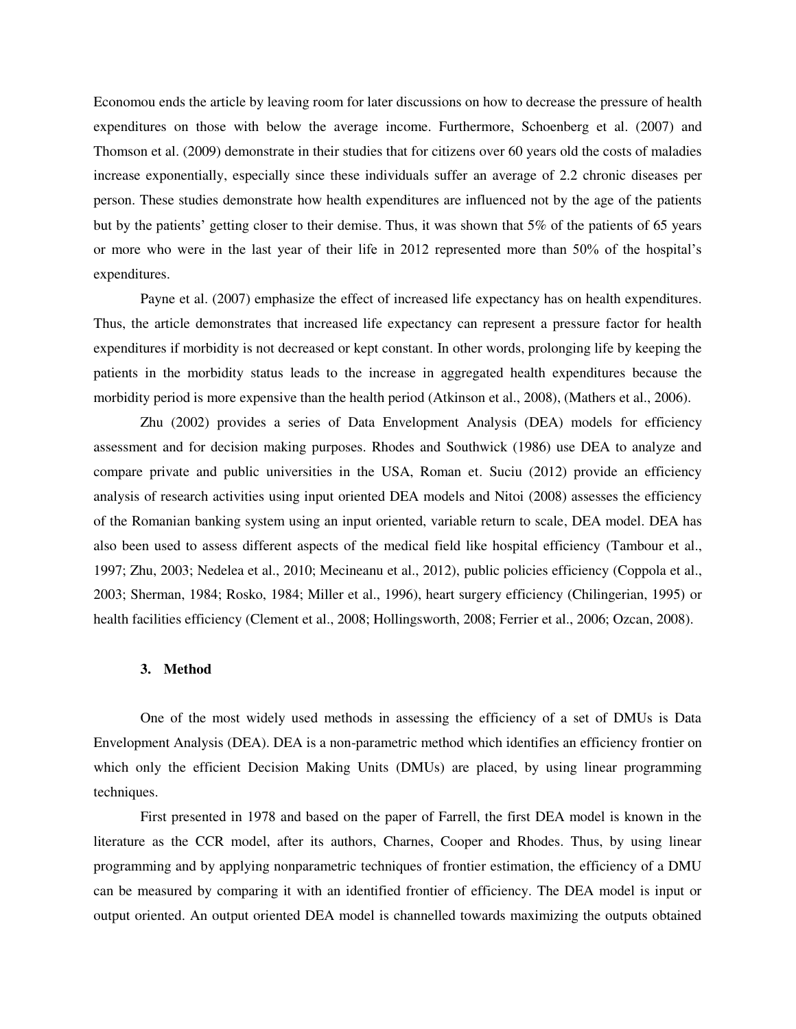Economou ends the article by leaving room for later discussions on how to decrease the pressure of health expenditures on those with below the average income. Furthermore, Schoenberg et al. (2007) and Thomson et al. (2009) demonstrate in their studies that for citizens over 60 years old the costs of maladies increase exponentially, especially since these individuals suffer an average of 2.2 chronic diseases per person. These studies demonstrate how health expenditures are influenced not by the age of the patients but by the patients' getting closer to their demise. Thus, it was shown that 5% of the patients of 65 years or more who were in the last year of their life in 2012 represented more than 50% of the hospital's expenditures.

Payne et al. (2007) emphasize the effect of increased life expectancy has on health expenditures. Thus, the article demonstrates that increased life expectancy can represent a pressure factor for health expenditures if morbidity is not decreased or kept constant. In other words, prolonging life by keeping the patients in the morbidity status leads to the increase in aggregated health expenditures because the morbidity period is more expensive than the health period (Atkinson et al., 2008), (Mathers et al., 2006).

Zhu (2002) provides a series of Data Envelopment Analysis (DEA) models for efficiency assessment and for decision making purposes. Rhodes and Southwick (1986) use DEA to analyze and compare private and public universities in the USA, Roman et. Suciu (2012) provide an efficiency analysis of research activities using input oriented DEA models and Nitoi (2008) assesses the efficiency of the Romanian banking system using an input oriented, variable return to scale, DEA model. DEA has also been used to assess different aspects of the medical field like hospital efficiency (Tambour et al., 1997; Zhu, 2003; Nedelea et al., 2010; Mecineanu et al., 2012), public policies efficiency (Coppola et al., 2003; Sherman, 1984; Rosko, 1984; Miller et al., 1996), heart surgery efficiency (Chilingerian, 1995) or health facilities efficiency (Clement et al., 2008; Hollingsworth, 2008; Ferrier et al., 2006; Ozcan, 2008).

## 3. Method

One of the most widely used methods in assessing the efficiency of a set of DMUs is Data Envelopment Analysis (DEA). DEA is a non-parametric method which identifies an efficiency frontier on which only the efficient Decision Making Units (DMUs) are placed, by using linear programming techniques.

First presented in 1978 and based on the paper of Farrell, the first DEA model is known in the literature as the CCR model, after its authors, Charnes, Cooper and Rhodes. Thus, by using linear programming and by applying nonparametric techniques of frontier estimation, the efficiency of a DMU can be measured by comparing it with an identified frontier of efficiency. The DEA model is input or output oriented. An output oriented DEA model is channelled towards maximizing the outputs obtained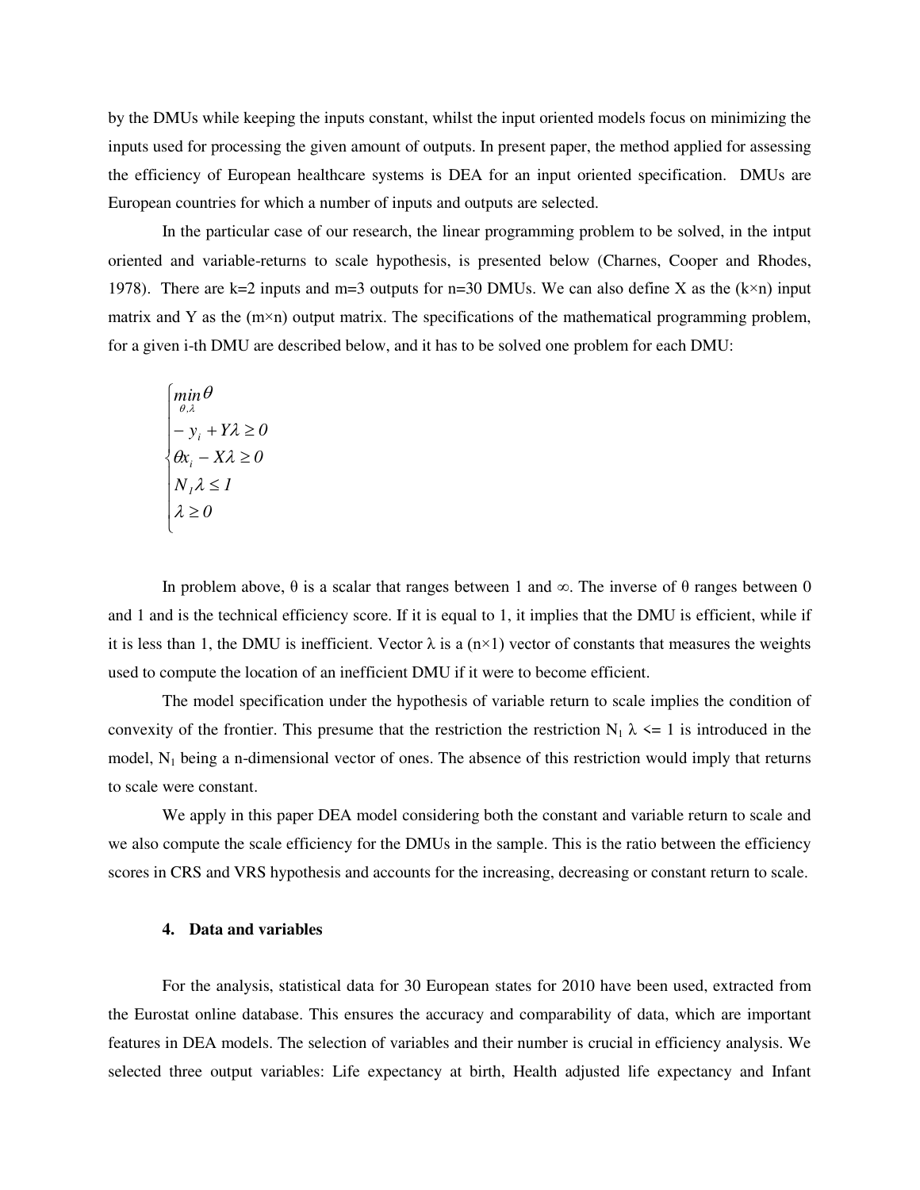by the DMUs while keeping the inputs constant, whilst the input oriented models focus on minimizing the inputs used for processing the given amount of outputs. In present paper, the method applied for assessing the efficiency of European healthcare systems is DEA for an input oriented specification. DMUs are European countries for which a number of inputs and outputs are selected.

In the particular case of our research, the linear programming problem to be solved, in the intput oriented and variable-returns to scale hypothesis, is presented below (Charnes, Cooper and Rhodes, 1978). There are k=2 inputs and m=3 outputs for n=30 DMUs. We can also define X as the (k×n) input matrix and Y as the (m×n) output matrix. The specifications of the mathematical programming problem, for a given i-th DMU are described below, and it has to be solved one problem for each DMU:

$$
\begin{cases}
\min\limits_{\theta,\lambda} \theta \\
- y_i + Y\lambda \geq 0 \\
\theta x_i - X\lambda \geq 0 \\
N_1 \lambda \leq 1 \\
\lambda \geq 0
\end{cases}
$$

In problem above, θ is a scalar that ranges between 1 and ∞. The inverse of θ ranges between 0 and 1 and is the technical efficiency score. If it is equal to 1, it implies that the DMU is efficient, while if it is less than 1, the DMU is inefficient. Vector λ is a (n×1) vector of constants that measures the weights used to compute the location of an inefficient DMU if it were to become efficient.

The model specification under the hypothesis of variable return to scale implies the condition of convexity of the frontier. This presume that the restriction the restriction $N_1$ λ <= 1 is introduced in the model, $N_1$ being a n-dimensional vector of ones. The absence of this restriction would imply that returns to scale were constant.

We apply in this paper DEA model considering both the constant and variable return to scale and we also compute the scale efficiency for the DMUs in the sample. This is the ratio between the efficiency scores in CRS and VRS hypothesis and accounts for the increasing, decreasing or constant return to scale.

## 4. Data and variables

For the analysis, statistical data for 30 European states for 2010 have been used, extracted from the Eurostat online database. This ensures the accuracy and comparability of data, which are important features in DEA models. The selection of variables and their number is crucial in efficiency analysis. We selected three output variables: Life expectancy at birth, Health adjusted life expectancy and Infant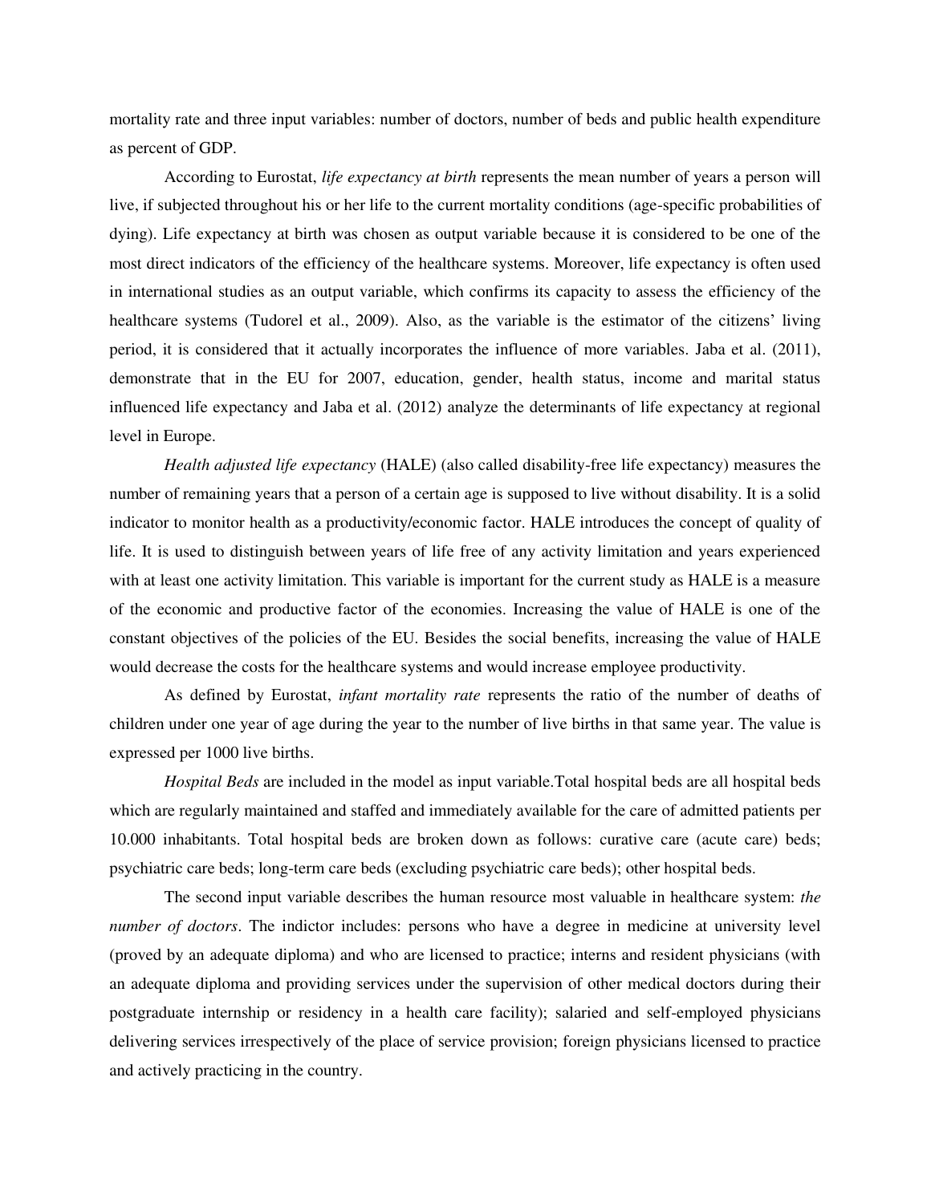mortality rate and three input variables: number of doctors, number of beds and public health expenditure as percent of GDP.

According to Eurostat, *life expectancy at birth* represents the mean number of years a person will live, if subjected throughout his or her life to the current mortality conditions (age-specific probabilities of dying). Life expectancy at birth was chosen as output variable because it is considered to be one of the most direct indicators of the efficiency of the healthcare systems. Moreover, life expectancy is often used in international studies as an output variable, which confirms its capacity to assess the efficiency of the healthcare systems (Tudorel et al., 2009). Also, as the variable is the estimator of the citizens' living period, it is considered that it actually incorporates the influence of more variables. Jaba et al. (2011), demonstrate that in the EU for 2007, education, gender, health status, income and marital status influenced life expectancy and Jaba et al. (2012) analyze the determinants of life expectancy at regional level in Europe.

*Health adjusted life expectancy* (HALE) (also called disability-free life expectancy) measures the number of remaining years that a person of a certain age is supposed to live without disability. It is a solid indicator to monitor health as a productivity/economic factor. HALE introduces the concept of quality of life. It is used to distinguish between years of life free of any activity limitation and years experienced with at least one activity limitation. This variable is important for the current study as HALE is a measure of the economic and productive factor of the economies. Increasing the value of HALE is one of the constant objectives of the policies of the EU. Besides the social benefits, increasing the value of HALE would decrease the costs for the healthcare systems and would increase employee productivity.

As defined by Eurostat, *infant mortality rate* represents the ratio of the number of deaths of children under one year of age during the year to the number of live births in that same year. The value is expressed per 1000 live births.

*Hospital Beds* are included in the model as input variable.Total hospital beds are all hospital beds which are regularly maintained and staffed and immediately available for the care of admitted patients per 10.000 inhabitants. Total hospital beds are broken down as follows: curative care (acute care) beds; psychiatric care beds; long-term care beds (excluding psychiatric care beds); other hospital beds.

The second input variable describes the human resource most valuable in healthcare system: *the number of doctors*. The indictor includes: persons who have a degree in medicine at university level (proved by an adequate diploma) and who are licensed to practice; interns and resident physicians (with an adequate diploma and providing services under the supervision of other medical doctors during their postgraduate internship or residency in a health care facility); salaried and self-employed physicians delivering services irrespectively of the place of service provision; foreign physicians licensed to practice and actively practicing in the country.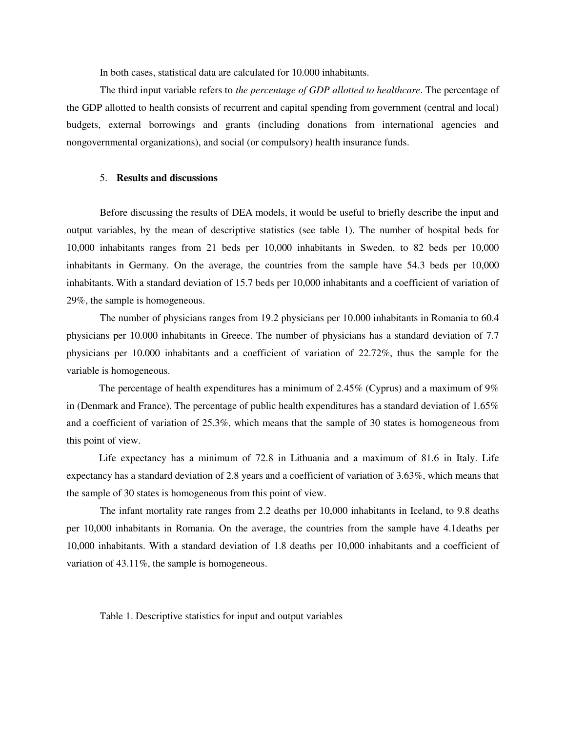In both cases, statistical data are calculated for 10.000 inhabitants.

The third input variable refers to *the percentage of GDP allotted to healthcare*. The percentage of the GDP allotted to health consists of recurrent and capital spending from government (central and local) budgets, external borrowings and grants (including donations from international agencies and nongovernmental organizations), and social (or compulsory) health insurance funds.

## 5. **Results and discussions**

Before discussing the results of DEA models, it would be useful to briefly describe the input and output variables, by the mean of descriptive statistics (see table 1). The number of hospital beds for 10,000 inhabitants ranges from 21 beds per 10,000 inhabitants in Sweden, to 82 beds per 10,000 inhabitants in Germany. On the average, the countries from the sample have 54.3 beds per 10,000 inhabitants. With a standard deviation of 15.7 beds per 10,000 inhabitants and a coefficient of variation of 29%, the sample is homogeneous.

The number of physicians ranges from 19.2 physicians per 10.000 inhabitants in Romania to 60.4 physicians per 10.000 inhabitants in Greece. The number of physicians has a standard deviation of 7.7 physicians per 10.000 inhabitants and a coefficient of variation of 22.72%, thus the sample for the variable is homogeneous.

The percentage of health expenditures has a minimum of 2.45% (Cyprus) and a maximum of 9% in (Denmark and France). The percentage of public health expenditures has a standard deviation of 1.65% and a coefficient of variation of 25.3%, which means that the sample of 30 states is homogeneous from this point of view.

Life expectancy has a minimum of 72.8 in Lithuania and a maximum of 81.6 in Italy. Life expectancy has a standard deviation of 2.8 years and a coefficient of variation of 3.63%, which means that the sample of 30 states is homogeneous from this point of view.

The infant mortality rate ranges from 2.2 deaths per 10,000 inhabitants in Iceland, to 9.8 deaths per 10,000 inhabitants in Romania. On the average, the countries from the sample have 4.1deaths per 10,000 inhabitants. With a standard deviation of 1.8 deaths per 10,000 inhabitants and a coefficient of variation of 43.11%, the sample is homogeneous.

Table 1. Descriptive statistics for input and output variables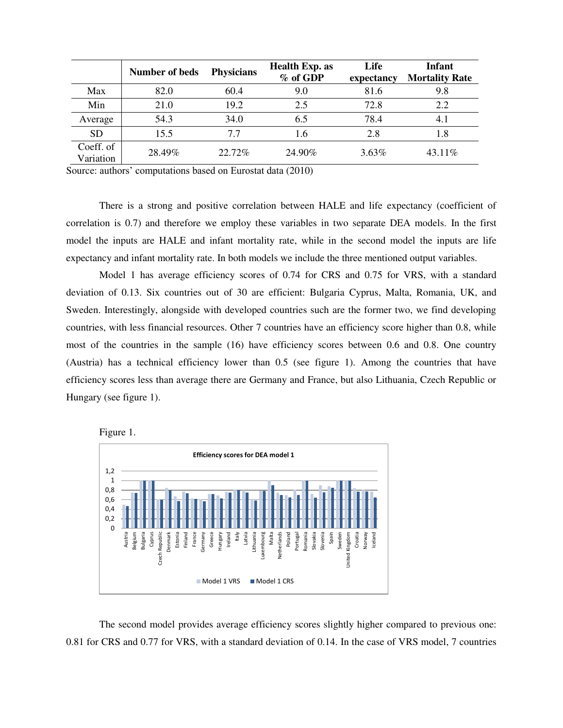|  | Number of beds | Physicians | Health Exp. as % of GDP | Life expectancy | Infant Mortality Rate |
|---|---|---|---|---|---|
| Max | 82.0 | 60.4 | 9.0 | 81.6 | 9.8 |
| Min | 21.0 | 19.2 | 2.5 | 72.8 | 2.2 |
| Average | 54.3 | 34.0 | 6.5 | 78.4 | 4.1 |
| SD | 15.5 | 7.7 | 1.6 | 2.8 | 1.8 |
| Coeff. of Variation | 28.49% | 22.72% | 24.90% | 3.63% | 43.11% |

Source: authors' computations based on Eurostat data (2010)

There is a strong and positive correlation between HALE and life expectancy (coefficient of correlation is 0.7) and therefore we employ these variables in two separate DEA models. In the first model the inputs are HALE and infant mortality rate, while in the second model the inputs are life expectancy and infant mortality rate. In both models we include the three mentioned output variables.

Model 1 has average efficiency scores of 0.74 for CRS and 0.75 for VRS, with a standard deviation of 0.13. Six countries out of 30 are efficient: Bulgaria Cyprus, Malta, Romania, UK, and Sweden. Interestingly, alongside with developed countries such are the former two, we find developing countries, with less financial resources. Other 7 countries have an efficiency score higher than 0.8, while most of the countries in the sample (16) have efficiency scores between 0.6 and 0.8. One country (Austria) has a technical efficiency lower than 0.5 (see figure 1). Among the countries that have efficiency scores less than average there are Germany and France, but also Lithuania, Czech Republic or Hungary (see figure 1).

Figure 1.

**Efficiency scores for DEA model 1**

(Bar chart: Model 1 VRS and Model 1 CRS efficiency scores for Austria, Belgium, Bulgaria, Cyprus, Czech Republic, Denmark, Estonia, Finland, France, Germany, Greece, Hungary, Ireland, Italy, Latvia, Lithuania, Luxembourg, Malta, Netherlands, Poland, Portugal, Romania, Slovakia, Slovenia, Spain, Sweden, United Kingdom, Croatia, Norway, Iceland; y-axis from 0 to 1,2)

The second model provides average efficiency scores slightly higher compared to previous one: 0.81 for CRS and 0.77 for VRS, with a standard deviation of 0.14. In the case of VRS model, 7 countries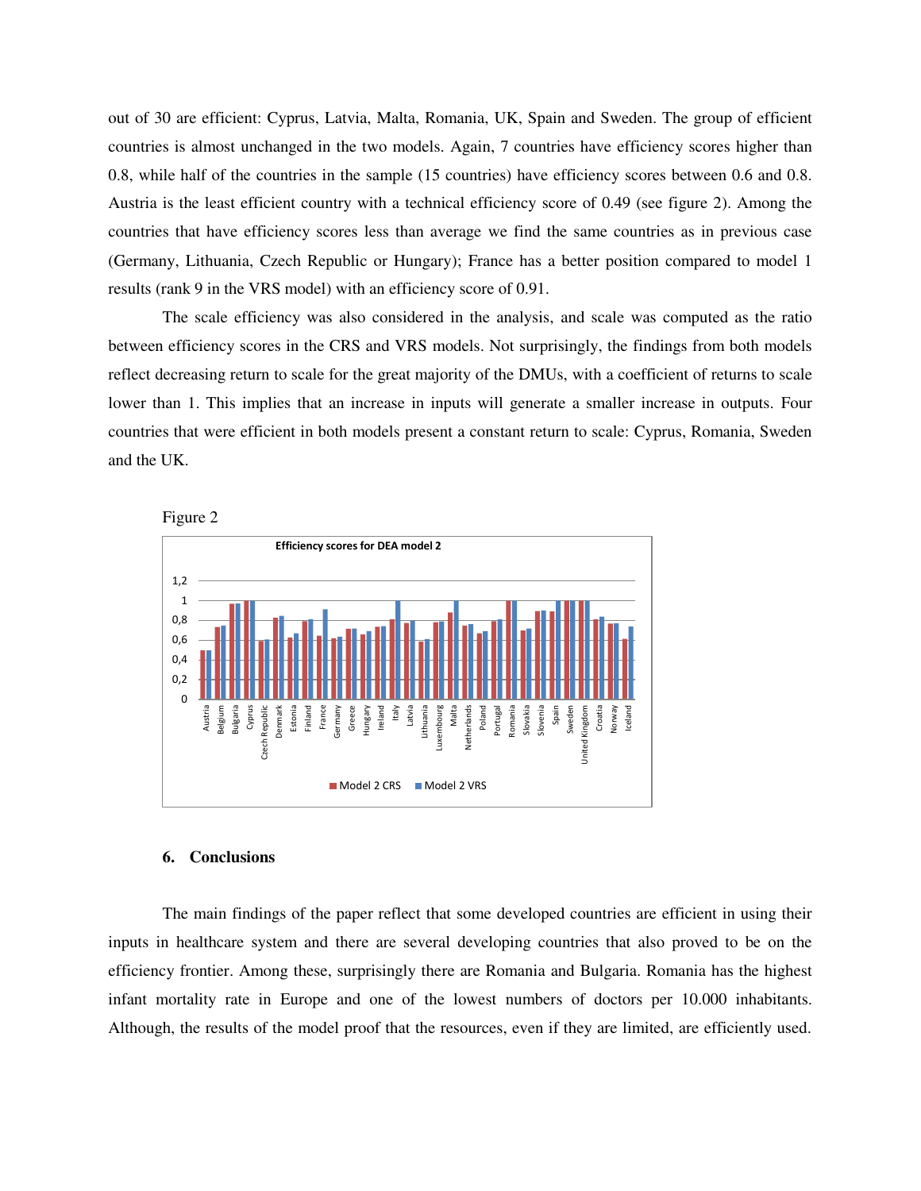out of 30 are efficient: Cyprus, Latvia, Malta, Romania, UK, Spain and Sweden. The group of efficient countries is almost unchanged in the two models. Again, 7 countries have efficiency scores higher than 0.8, while half of the countries in the sample (15 countries) have efficiency scores between 0.6 and 0.8. Austria is the least efficient country with a technical efficiency score of 0.49 (see figure 2). Among the countries that have efficiency scores less than average we find the same countries as in previous case (Germany, Lithuania, Czech Republic or Hungary); France has a better position compared to model 1 results (rank 9 in the VRS model) with an efficiency score of 0.91.

The scale efficiency was also considered in the analysis, and scale was computed as the ratio between efficiency scores in the CRS and VRS models. Not surprisingly, the findings from both models reflect decreasing return to scale for the great majority of the DMUs, with a coefficient of returns to scale lower than 1. This implies that an increase in inputs will generate a smaller increase in outputs. Four countries that were efficient in both models present a constant return to scale: Cyprus, Romania, Sweden and the UK.

Figure 2

Efficiency scores for DEA model 2

## 6. Conclusions

The main findings of the paper reflect that some developed countries are efficient in using their inputs in healthcare system and there are several developing countries that also proved to be on the efficiency frontier. Among these, surprisingly there are Romania and Bulgaria. Romania has the highest infant mortality rate in Europe and one of the lowest numbers of doctors per 10.000 inhabitants. Although, the results of the model proof that the resources, even if they are limited, are efficiently used.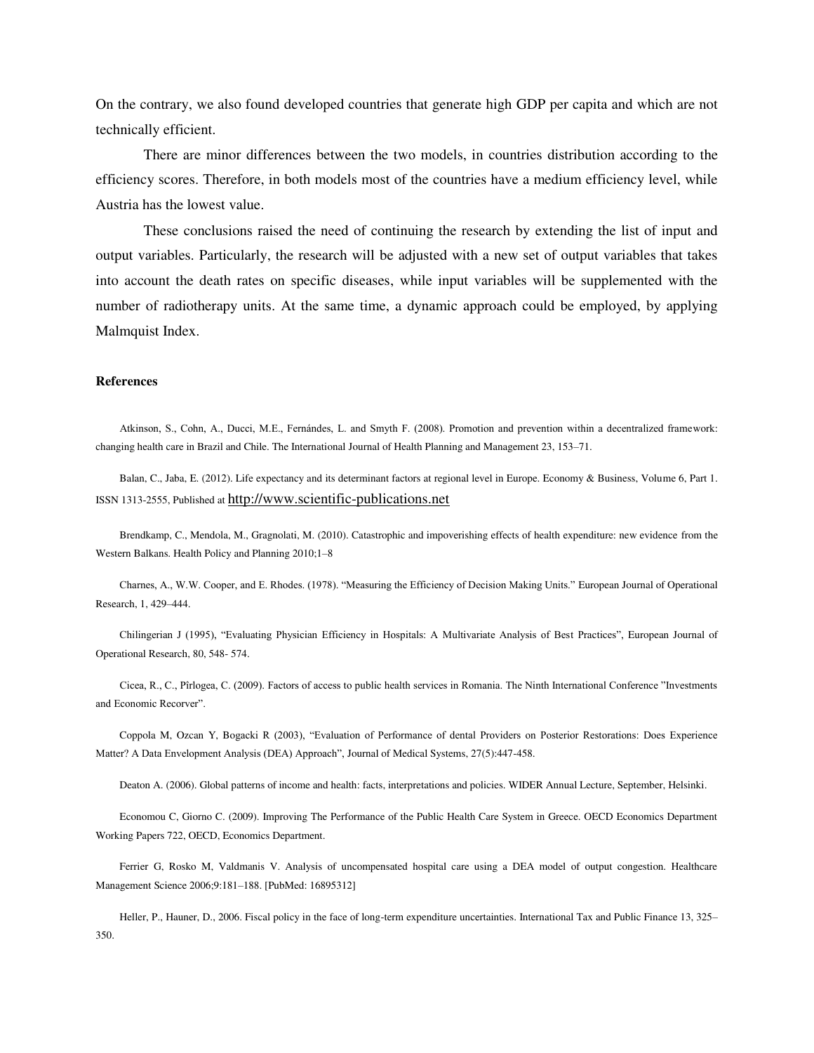On the contrary, we also found developed countries that generate high GDP per capita and which are not technically efficient.

There are minor differences between the two models, in countries distribution according to the efficiency scores. Therefore, in both models most of the countries have a medium efficiency level, while Austria has the lowest value.

These conclusions raised the need of continuing the research by extending the list of input and output variables. Particularly, the research will be adjusted with a new set of output variables that takes into account the death rates on specific diseases, while input variables will be supplemented with the number of radiotherapy units. At the same time, a dynamic approach could be employed, by applying Malmquist Index.

**References**

Atkinson, S., Cohn, A., Ducci, M.E., Fernándes, L. and Smyth F. (2008). Promotion and prevention within a decentralized framework: changing health care in Brazil and Chile. The International Journal of Health Planning and Management 23, 153–71.

Balan, C., Jaba, E. (2012). Life expectancy and its determinant factors at regional level in Europe. Economy & Business, Volume 6, Part 1. ISSN 1313-2555, Published at http://www.scientific-publications.net

Brendkamp, C., Mendola, M., Gragnolati, M. (2010). Catastrophic and impoverishing effects of health expenditure: new evidence from the Western Balkans. Health Policy and Planning 2010;1–8

Charnes, A., W.W. Cooper, and E. Rhodes. (1978). "Measuring the Efficiency of Decision Making Units." European Journal of Operational Research, 1, 429–444.

Chilingerian J (1995), "Evaluating Physician Efficiency in Hospitals: A Multivariate Analysis of Best Practices", European Journal of Operational Research, 80, 548- 574.

Cicea, R., C., Pîrlogea, C. (2009). Factors of access to public health services in Romania. The Ninth International Conference "Investments and Economic Recorver".

Coppola M, Ozcan Y, Bogacki R (2003), "Evaluation of Performance of dental Providers on Posterior Restorations: Does Experience Matter? A Data Envelopment Analysis (DEA) Approach", Journal of Medical Systems, 27(5):447-458.

Deaton A. (2006). Global patterns of income and health: facts, interpretations and policies. WIDER Annual Lecture, September, Helsinki.

Economou C, Giorno C. (2009). Improving The Performance of the Public Health Care System in Greece. OECD Economics Department Working Papers 722, OECD, Economics Department.

Ferrier G, Rosko M, Valdmanis V. Analysis of uncompensated hospital care using a DEA model of output congestion. Healthcare Management Science 2006;9:181–188. [PubMed: 16895312]

Heller, P., Hauner, D., 2006. Fiscal policy in the face of long-term expenditure uncertainties. International Tax and Public Finance 13, 325–350.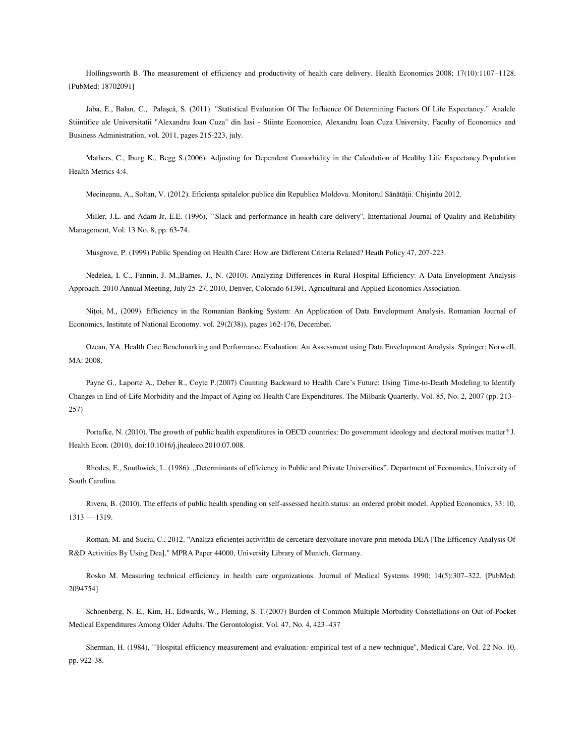Hollingsworth B. The measurement of efficiency and productivity of health care delivery. Health Economics 2008; 17(10):1107–1128. [PubMed: 18702091]

Jaba, E., Balan, C., Palaşcă, S. (2011). "Statistical Evaluation Of The Influence Of Determining Factors Of Life Expectancy," Analele Stiintifice ale Universitatii "Alexandru Ioan Cuza" din Iasi - Stiinte Economice, Alexandru Ioan Cuza University, Faculty of Economics and Business Administration, vol. 2011, pages 215-223, july.

Mathers, C., Iburg K., Begg S.(2006). Adjusting for Dependent Comorbidity in the Calculation of Healthy Life Expectancy.Population Health Metrics 4:4.

Mecineanu, A., Soltan, V. (2012). Eficiența spitalelor publice din Republica Moldova. Monitorul Sănătății. Chișinău 2012.

Miller, J.L. and Adam Jr, E.E. (1996), ``Slack and performance in health care delivery'', International Journal of Quality and Reliability Management, Vol. 13 No. 8, pp. 63-74.

Musgrove, P. (1999) Public Spending on Health Care: How are Different Criteria Related? Heath Policy 47, 207-223.

Nedelea, I. C., Fannin, J. M.,Barnes, J., N. (2010). Analyzing Differences in Rural Hospital Efficiency: A Data Envelopment Analysis Approach. 2010 Annual Meeting, July 25-27, 2010, Denver, Colorado 61391, Agricultural and Applied Economics Association.

Nițoi, M., (2009). Efficiency in the Romanian Banking System: An Application of Data Envelopment Analysis. Romanian Journal of Economics, Institute of National Economy. vol. 29(2(38)), pages 162-176, December.

Ozcan, YA. Health Care Benchmarking and Performance Evaluation: An Assessment using Data Envelopment Analysis. Springer; Norwell, MA: 2008.

Payne G., Laporte A., Deber R., Coyte P.(2007) Counting Backward to Health Care's Future: Using Time-to-Death Modeling to Identify Changes in End-of-Life Morbidity and the Impact of Aging on Health Care Expenditures. The Milbank Quarterly, Vol. 85, No. 2, 2007 (pp. 213–257)

Portafke, N. (2010). The growth of public health expenditures in OECD countries: Do government ideology and electoral motives matter? J. Health Econ. (2010), doi:10.1016/j.jhealeco.2010.07.008.

Rhodes, E., Southwick, L. (1986). „Determinants of efficiency in Public and Private Universities". Department of Economics, University of South Carolina.

Rivera, B. (2010). The effects of public health spending on self-assessed health status: an ordered probit model. Applied Economics, 33: 10, 1313 — 1319.

Roman, M. and Suciu, C., 2012. "Analiza eficienței activității de cercetare dezvoltare inovare prin metoda DEA [The Efficency Analysis Of R&D Activities By Using Dea]," MPRA Paper 44000, University Library of Munich, Germany.

Rosko M. Measuring technical efficiency in health care organizations. Journal of Medical Systems 1990; 14(5):307–322. [PubMed: 2094754]

Schoenberg, N. E., Kim, H., Edwards, W., Fleming, S. T.(2007) Burden of Common Multiple Morbidity Constellations on Out-of-Pocket Medical Expenditures Among Older Adults. The Gerontologist, Vol. 47, No. 4, 423–437

Sherman, H. (1984), ``Hospital efficiency measurement and evaluation: empirical test of a new technique'', Medical Care, Vol. 22 No. 10, pp. 922-38.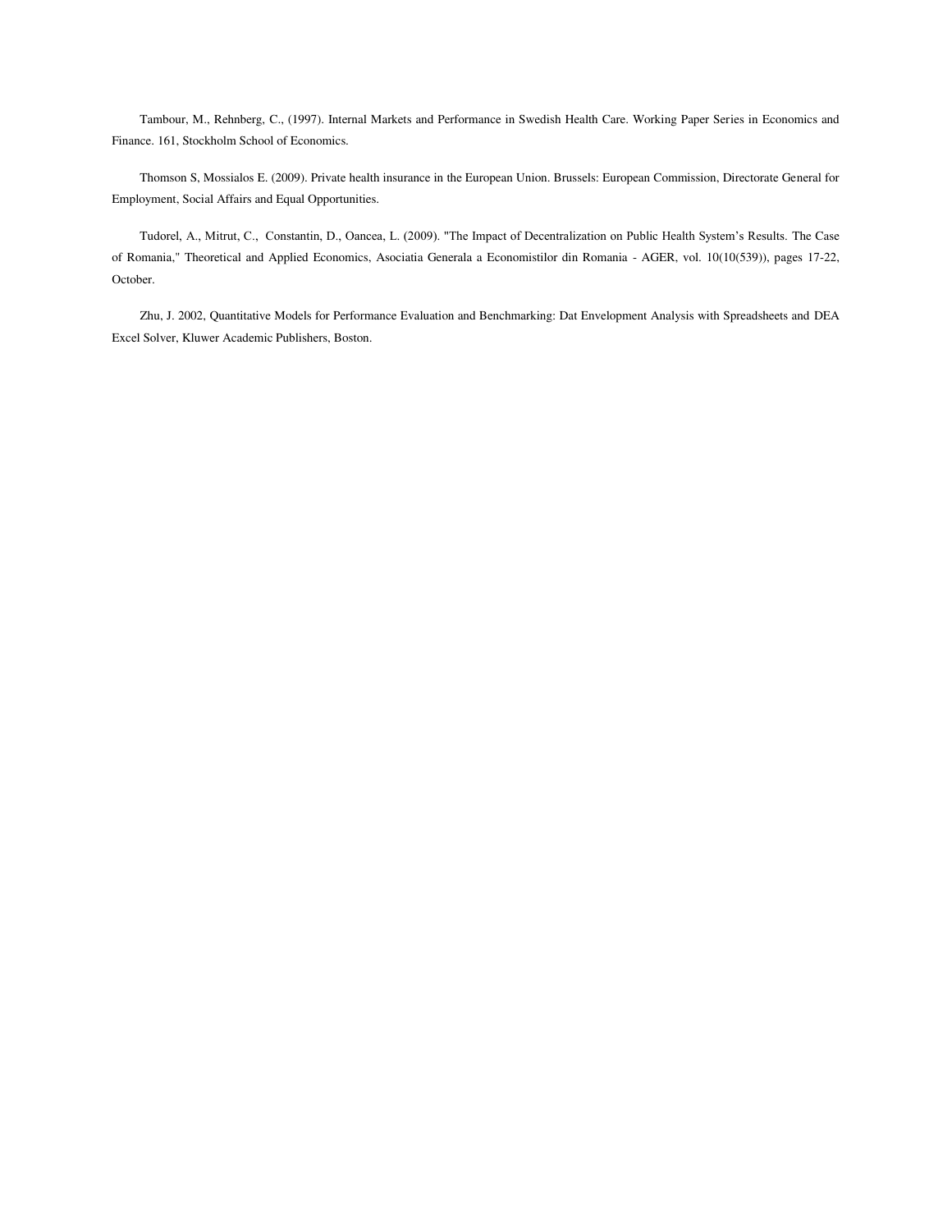Tambour, M., Rehnberg, C., (1997). Internal Markets and Performance in Swedish Health Care. Working Paper Series in Economics and Finance. 161, Stockholm School of Economics.

Thomson S, Mossialos E. (2009). Private health insurance in the European Union. Brussels: European Commission, Directorate General for Employment, Social Affairs and Equal Opportunities.

Tudorel, A., Mitrut, C., Constantin, D., Oancea, L. (2009). "The Impact of Decentralization on Public Health System's Results. The Case of Romania," Theoretical and Applied Economics, Asociatia Generala a Economistilor din Romania - AGER, vol. 10(10(539)), pages 17-22, October.

Zhu, J. 2002, Quantitative Models for Performance Evaluation and Benchmarking: Dat Envelopment Analysis with Spreadsheets and DEA Excel Solver, Kluwer Academic Publishers, Boston.